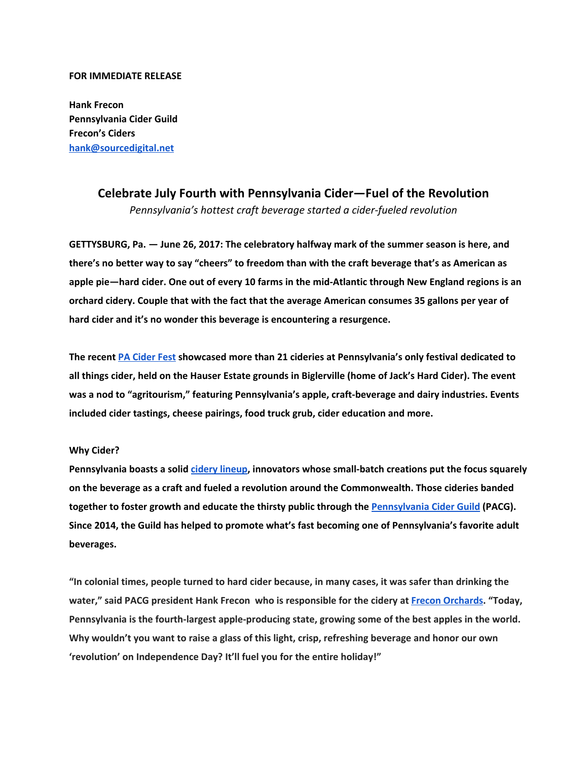**FOR IMMEDIATE RELEASE**

**Hank Frecon**
**Pennsylvania Cider Guild**
**Frecon's Ciders**
**[hank@sourcedigital.net](mailto:hank@sourcedigital.net)**

## Celebrate July Fourth with Pennsylvania Cider—Fuel of the Revolution

*Pennsylvania's hottest craft beverage started a cider-fueled revolution*

**GETTYSBURG, Pa. — June 26, 2017: The celebratory halfway mark of the summer season is here, and there's no better way to say "cheers" to freedom than with the craft beverage that's as American as apple pie—hard cider. One out of every 10 farms in the mid-Atlantic through New England regions is an orchard cidery. Couple that with the fact that the average American consumes 35 gallons per year of hard cider and it's no wonder this beverage is encountering a resurgence.**

**The recent PA Cider Fest showcased more than 21 cideries at Pennsylvania's only festival dedicated to all things cider, held on the Hauser Estate grounds in Biglerville (home of Jack's Hard Cider). The event was a nod to "agritourism," featuring Pennsylvania's apple, craft-beverage and dairy industries. Events included cider tastings, cheese pairings, food truck grub, cider education and more.**

**Why Cider?**

**Pennsylvania boasts a solid cidery lineup, innovators whose small-batch creations put the focus squarely on the beverage as a craft and fueled a revolution around the Commonwealth. Those cideries banded together to foster growth and educate the thirsty public through the Pennsylvania Cider Guild (PACG). Since 2014, the Guild has helped to promote what's fast becoming one of Pennsylvania's favorite adult beverages.**

**"In colonial times, people turned to hard cider because, in many cases, it was safer than drinking the water," said PACG president Hank Frecon who is responsible for the cidery at Frecon Orchards. "Today, Pennsylvania is the fourth-largest apple-producing state, growing some of the best apples in the world. Why wouldn't you want to raise a glass of this light, crisp, refreshing beverage and honor our own 'revolution' on Independence Day? It'll fuel you for the entire holiday!"**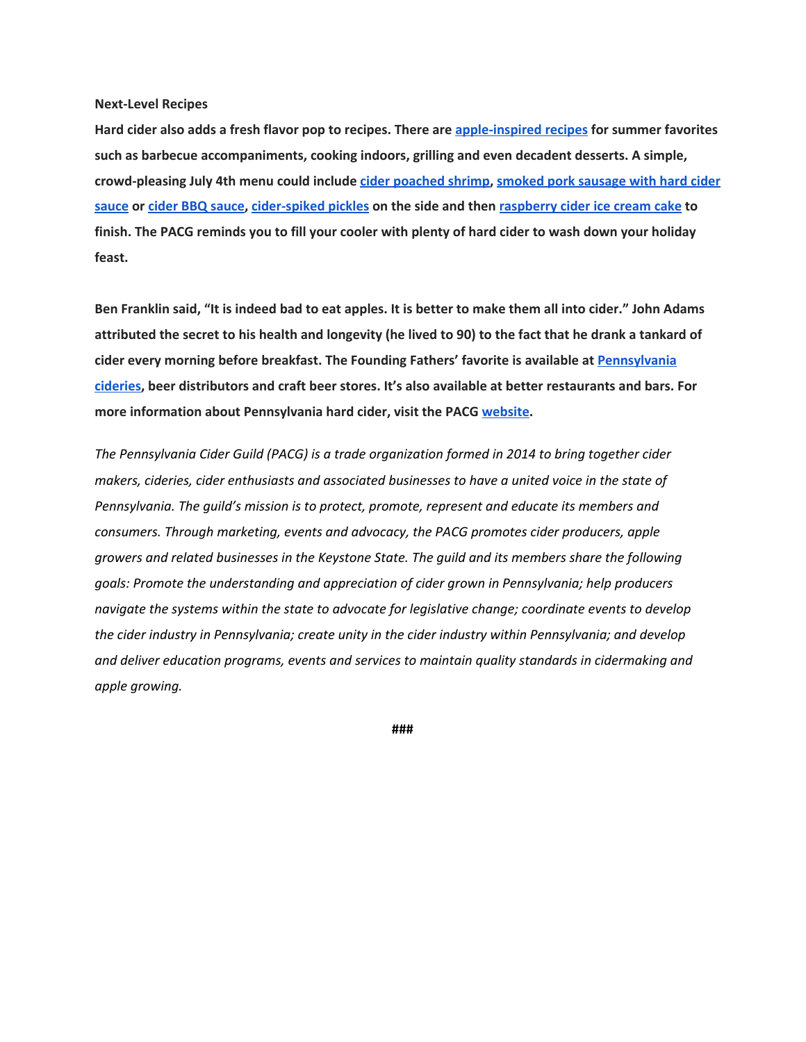**Next-Level Recipes**

**Hard cider also adds a fresh flavor pop to recipes. There are apple-inspired recipes for summer favorites such as barbecue accompaniments, cooking indoors, grilling and even decadent desserts. A simple, crowd-pleasing July 4th menu could include cider poached shrimp, smoked pork sausage with hard cider sauce or cider BBQ sauce, cider-spiked pickles on the side and then raspberry cider ice cream cake to finish. The PACG reminds you to fill your cooler with plenty of hard cider to wash down your holiday feast.**

**Ben Franklin said, "It is indeed bad to eat apples. It is better to make them all into cider." John Adams attributed the secret to his health and longevity (he lived to 90) to the fact that he drank a tankard of cider every morning before breakfast. The Founding Fathers' favorite is available at Pennsylvania cideries, beer distributors and craft beer stores. It's also available at better restaurants and bars. For more information about Pennsylvania hard cider, visit the PACG website.**

*The Pennsylvania Cider Guild (PACG) is a trade organization formed in 2014 to bring together cider makers, cideries, cider enthusiasts and associated businesses to have a united voice in the state of Pennsylvania. The guild's mission is to protect, promote, represent and educate its members and consumers. Through marketing, events and advocacy, the PACG promotes cider producers, apple growers and related businesses in the Keystone State. The guild and its members share the following goals: Promote the understanding and appreciation of cider grown in Pennsylvania; help producers navigate the systems within the state to advocate for legislative change; coordinate events to develop the cider industry in Pennsylvania; create unity in the cider industry within Pennsylvania; and develop and deliver education programs, events and services to maintain quality standards in cidermaking and apple growing.*

**###**